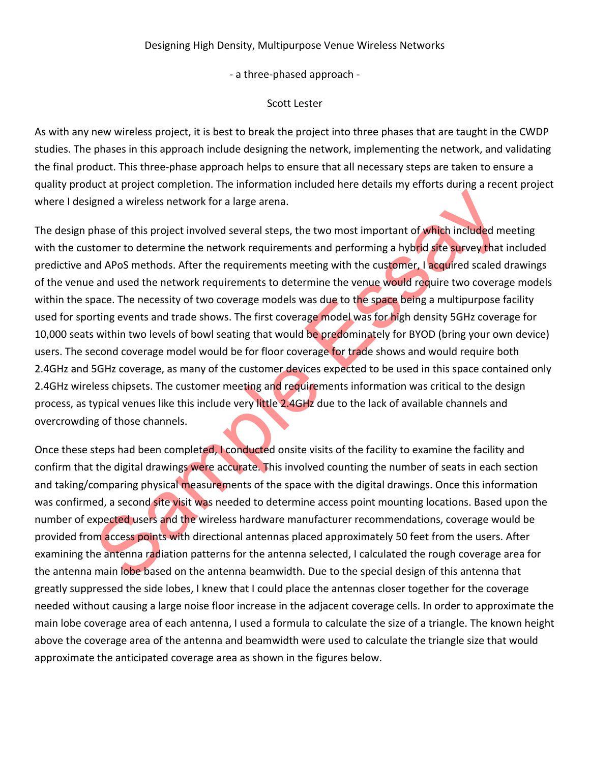# Designing High Density, Multipurpose Venue Wireless Networks

- a three-phased approach -

Scott Lester

As with any new wireless project, it is best to break the project into three phases that are taught in the CWDP studies. The phases in this approach include designing the network, implementing the network, and validating the final product. This three-phase approach helps to ensure that all necessary steps are taken to ensure a quality product at project completion. The information included here details my efforts during a recent project where I designed a wireless network for a large arena.

The design phase of this project involved several steps, the two most important of which included meeting with the customer to determine the network requirements and performing a hybrid site survey that included predictive and APoS methods. After the requirements meeting with the customer, I acquired scaled drawings of the venue and used the network requirements to determine the venue would require two coverage models within the space. The necessity of two coverage models was due to the space being a multipurpose facility used for sporting events and trade shows. The first coverage model was for high density 5GHz coverage for 10,000 seats within two levels of bowl seating that would be predominately for BYOD (bring your own device) users. The second coverage model would be for floor coverage for trade shows and would require both 2.4GHz and 5GHz coverage, as many of the customer devices expected to be used in this space contained only 2.4GHz wireless chipsets. The customer meeting and requirements information was critical to the design process, as typical venues like this include very little 2.4GHz due to the lack of available channels and overcrowding of those channels.

Once these steps had been completed, I conducted onsite visits of the facility to examine the facility and confirm that the digital drawings were accurate. This involved counting the number of seats in each section and taking/comparing physical measurements of the space with the digital drawings. Once this information was confirmed, a second site visit was needed to determine access point mounting locations. Based upon the number of expected users and the wireless hardware manufacturer recommendations, coverage would be provided from access points with directional antennas placed approximately 50 feet from the users. After examining the antenna radiation patterns for the antenna selected, I calculated the rough coverage area for the antenna main lobe based on the antenna beamwidth. Due to the special design of this antenna that greatly suppressed the side lobes, I knew that I could place the antennas closer together for the coverage needed without causing a large noise floor increase in the adjacent coverage cells. In order to approximate the main lobe coverage area of each antenna, I used a formula to calculate the size of a triangle. The known height above the coverage area of the antenna and beamwidth were used to calculate the triangle size that would approximate the anticipated coverage area as shown in the figures below.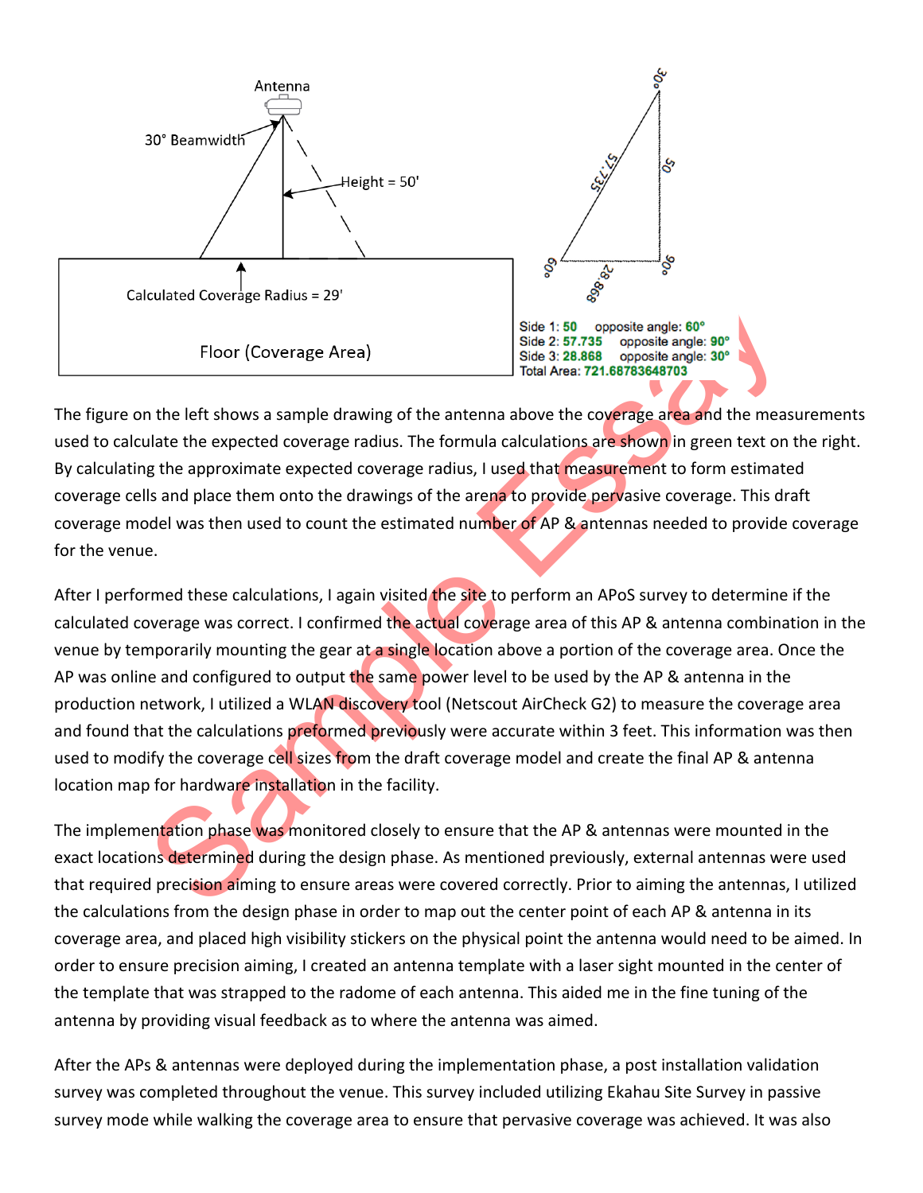Antenna

30° Beamwidth

Height = 50'

Calculated Coverage Radius = 29'

Floor (Coverage Area)

Side 1: 50 opposite angle: 60°
Side 2: 57.735 opposite angle: 90°
Side 3: 28.868 opposite angle: 30°
Total Area: 721.68783648703

The figure on the left shows a sample drawing of the antenna above the coverage area and the measurements used to calculate the expected coverage radius. The formula calculations are shown in green text on the right. By calculating the approximate expected coverage radius, I used that measurement to form estimated coverage cells and place them onto the drawings of the arena to provide pervasive coverage. This draft coverage model was then used to count the estimated number of AP & antennas needed to provide coverage for the venue.

After I performed these calculations, I again visited the site to perform an APoS survey to determine if the calculated coverage was correct. I confirmed the actual coverage area of this AP & antenna combination in the venue by temporarily mounting the gear at a single location above a portion of the coverage area. Once the AP was online and configured to output the same power level to be used by the AP & antenna in the production network, I utilized a WLAN discovery tool (Netscout AirCheck G2) to measure the coverage area and found that the calculations preformed previously were accurate within 3 feet. This information was then used to modify the coverage cell sizes from the draft coverage model and create the final AP & antenna location map for hardware installation in the facility.

The implementation phase was monitored closely to ensure that the AP & antennas were mounted in the exact locations determined during the design phase. As mentioned previously, external antennas were used that required precision aiming to ensure areas were covered correctly. Prior to aiming the antennas, I utilized the calculations from the design phase in order to map out the center point of each AP & antenna in its coverage area, and placed high visibility stickers on the physical point the antenna would need to be aimed. In order to ensure precision aiming, I created an antenna template with a laser sight mounted in the center of the template that was strapped to the radome of each antenna. This aided me in the fine tuning of the antenna by providing visual feedback as to where the antenna was aimed.

After the APs & antennas were deployed during the implementation phase, a post installation validation survey was completed throughout the venue. This survey included utilizing Ekahau Site Survey in passive survey mode while walking the coverage area to ensure that pervasive coverage was achieved. It was also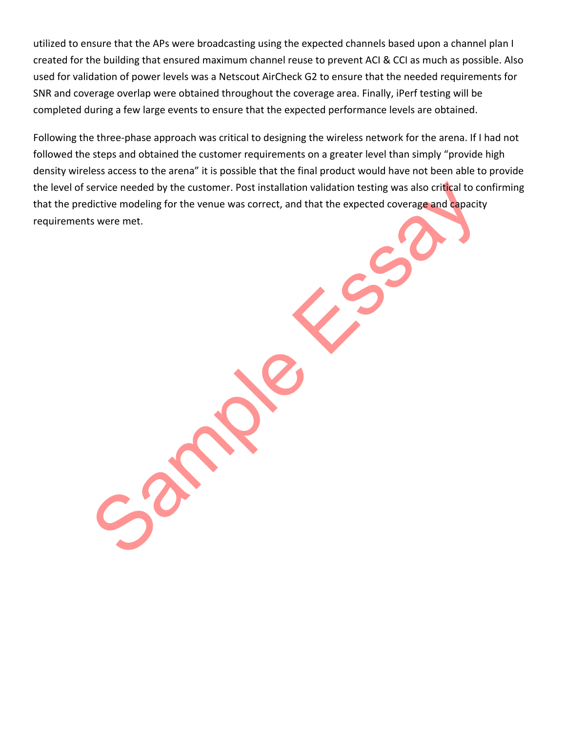utilized to ensure that the APs were broadcasting using the expected channels based upon a channel plan I created for the building that ensured maximum channel reuse to prevent ACI & CCI as much as possible. Also used for validation of power levels was a Netscout AirCheck G2 to ensure that the needed requirements for SNR and coverage overlap were obtained throughout the coverage area. Finally, iPerf testing will be completed during a few large events to ensure that the expected performance levels are obtained.

Following the three-phase approach was critical to designing the wireless network for the arena. If I had not followed the steps and obtained the customer requirements on a greater level than simply "provide high density wireless access to the arena" it is possible that the final product would have not been able to provide the level of service needed by the customer. Post installation validation testing was also critical to confirming that the predictive modeling for the venue was correct, and that the expected coverage and capacity requirements were met.